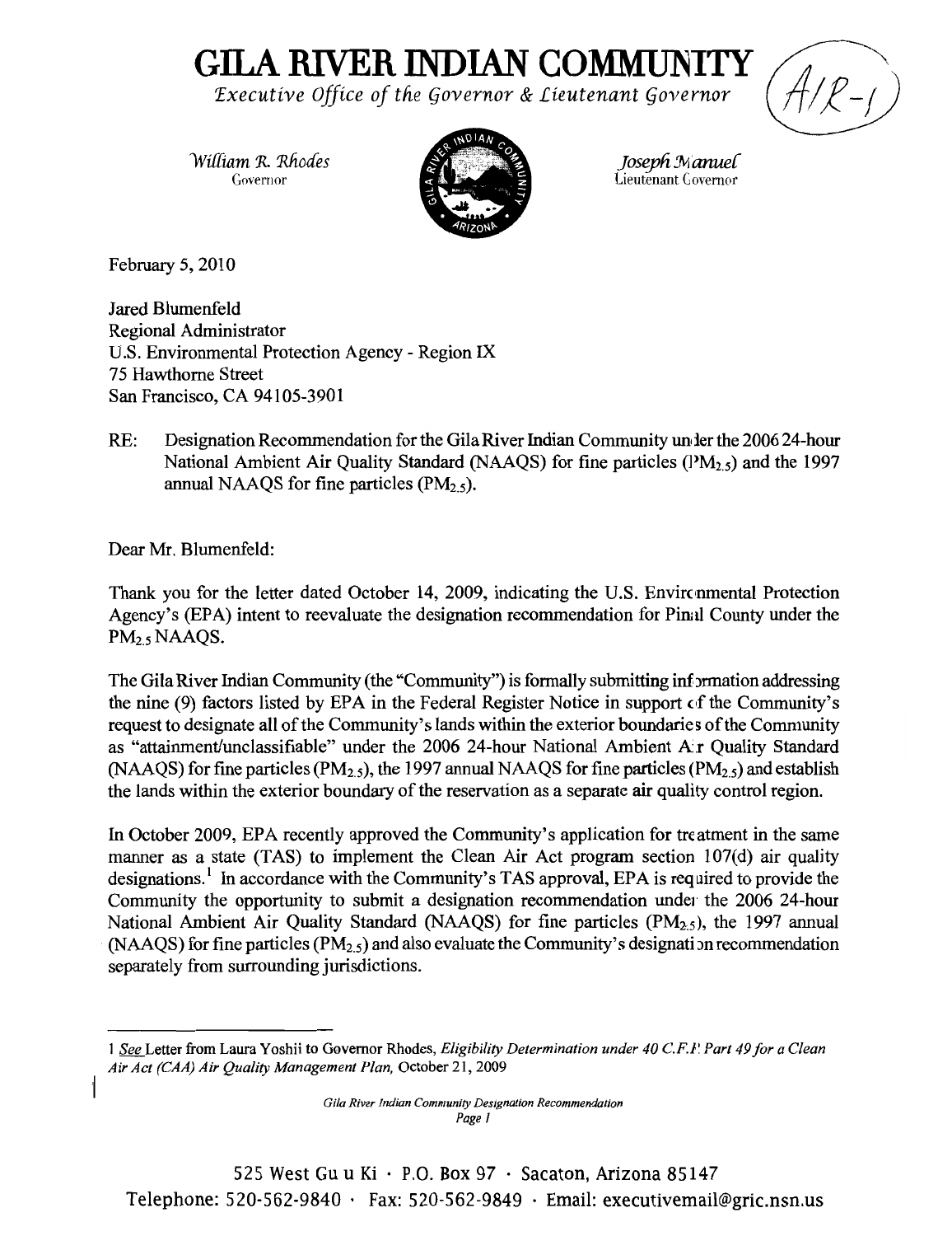# GILA RIVER INDIAN COMMUNITY

*Executive Office of the Governor & Lieutenant Governor*

AIR-1

*William R. Rhodes*
Governor

*Joseph Manuel*
Lieutenant Governor

February 5, 2010

Jared Blumenfeld
Regional Administrator
U.S. Environmental Protection Agency - Region IX
75 Hawthorne Street
San Francisco, CA 94105-3901

RE: Designation Recommendation for the Gila River Indian Community under the 2006 24-hour National Ambient Air Quality Standard (NAAQS) for fine particles ($PM_{2.5}$) and the 1997 annual NAAQS for fine particles ($PM_{2.5}$).

Dear Mr. Blumenfeld:

Thank you for the letter dated October 14, 2009, indicating the U.S. Environmental Protection Agency's (EPA) intent to reevaluate the designation recommendation for Pinal County under the $PM_{2.5}$ NAAQS.

The Gila River Indian Community (the "Community") is formally submitting information addressing the nine (9) factors listed by EPA in the Federal Register Notice in support of the Community's request to designate all of the Community's lands within the exterior boundaries of the Community as "attainment/unclassifiable" under the 2006 24-hour National Ambient Air Quality Standard (NAAQS) for fine particles ($PM_{2.5}$), the 1997 annual NAAQS for fine particles ($PM_{2.5}$) and establish the lands within the exterior boundary of the reservation as a separate air quality control region.

In October 2009, EPA recently approved the Community's application for treatment in the same manner as a state (TAS) to implement the Clean Air Act program section 107(d) air quality designations.[1] In accordance with the Community's TAS approval, EPA is required to provide the Community the opportunity to submit a designation recommendation under the 2006 24-hour National Ambient Air Quality Standard (NAAQS) for fine particles ($PM_{2.5}$), the 1997 annual (NAAQS) for fine particles ($PM_{2.5}$) and also evaluate the Community's designation recommendation separately from surrounding jurisdictions.

---

1 See Letter from Laura Yoshii to Governor Rhodes, *Eligibility Determination under 40 C.F.R. Part 49 for a Clean Air Act (CAA) Air Quality Management Plan,* October 21, 2009

525 West Gu u Ki · P.O. Box 97 · Sacaton, Arizona 85147
Telephone: 520-562-9840 · Fax: 520-562-9849 · Email: executivemail@gric.nsn.us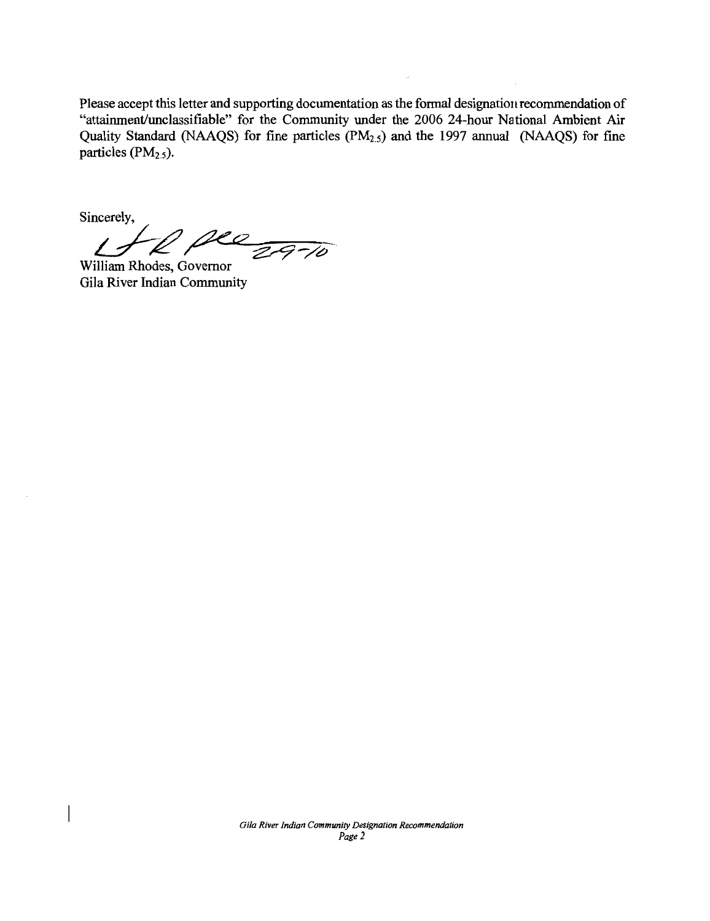Please accept this letter and supporting documentation as the formal designation recommendation of "attainment/unclassifiable" for the Community under the 2006 24-hour National Ambient Air Quality Standard (NAAQS) for fine particles ($PM_{2.5}$) and the 1997 annual (NAAQS) for fine particles ($PM_{2.5}$).

Sincerely,

2-9-10

William Rhodes, Governor
Gila River Indian Community